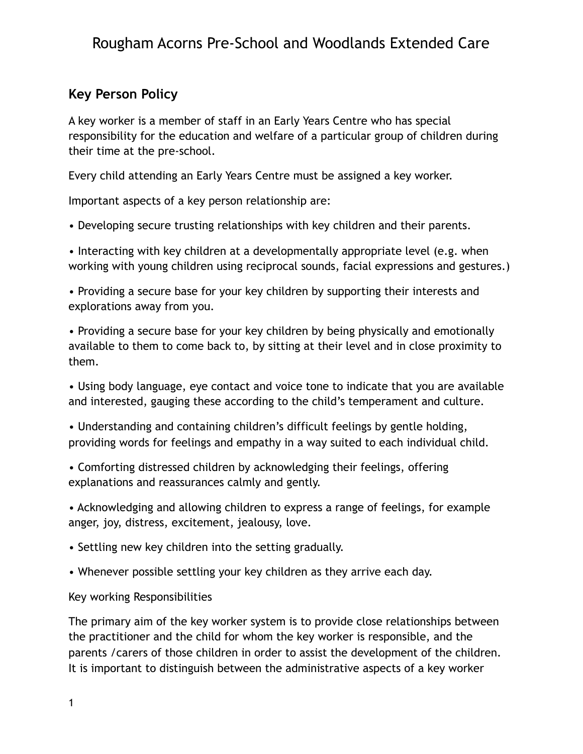# Rougham Acorns Pre-School and Woodlands Extended Care

## Key Person Policy

A key worker is a member of staff in an Early Years Centre who has special responsibility for the education and welfare of a particular group of children during their time at the pre-school.

Every child attending an Early Years Centre must be assigned a key worker.

Important aspects of a key person relationship are:

- Developing secure trusting relationships with key children and their parents.
- Interacting with key children at a developmentally appropriate level (e.g. when working with young children using reciprocal sounds, facial expressions and gestures.)
- Providing a secure base for your key children by supporting their interests and explorations away from you.
- Providing a secure base for your key children by being physically and emotionally available to them to come back to, by sitting at their level and in close proximity to them.
- Using body language, eye contact and voice tone to indicate that you are available and interested, gauging these according to the child's temperament and culture.
- Understanding and containing children's difficult feelings by gentle holding, providing words for feelings and empathy in a way suited to each individual child.
- Comforting distressed children by acknowledging their feelings, offering explanations and reassurances calmly and gently.
- Acknowledging and allowing children to express a range of feelings, for example anger, joy, distress, excitement, jealousy, love.
- Settling new key children into the setting gradually.
- Whenever possible settling your key children as they arrive each day.

Key working Responsibilities

The primary aim of the key worker system is to provide close relationships between the practitioner and the child for whom the key worker is responsible, and the parents /carers of those children in order to assist the development of the children. It is important to distinguish between the administrative aspects of a key worker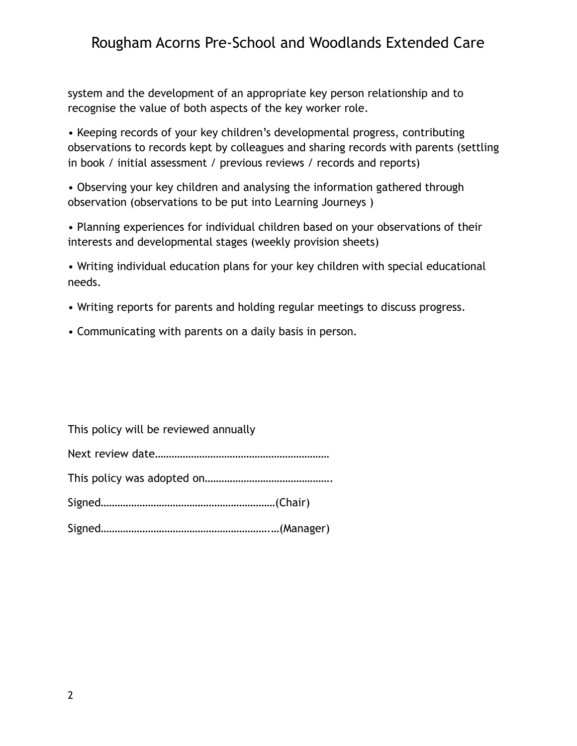system and the development of an appropriate key person relationship and to recognise the value of both aspects of the key worker role.

- Keeping records of your key children's developmental progress, contributing observations to records kept by colleagues and sharing records with parents (settling in book / initial assessment / previous reviews / records and reports)
- Observing your key children and analysing the information gathered through observation (observations to be put into Learning Journeys )
- Planning experiences for individual children based on your observations of their interests and developmental stages (weekly provision sheets)
- Writing individual education plans for your key children with special educational needs.
- Writing reports for parents and holding regular meetings to discuss progress.
- Communicating with parents on a daily basis in person.

This policy will be reviewed annually

Next review date………………………………………………………

This policy was adopted on……………………………………….

Signed………………………………………………………(Chair)

Signed……………………………………………………..…(Manager)